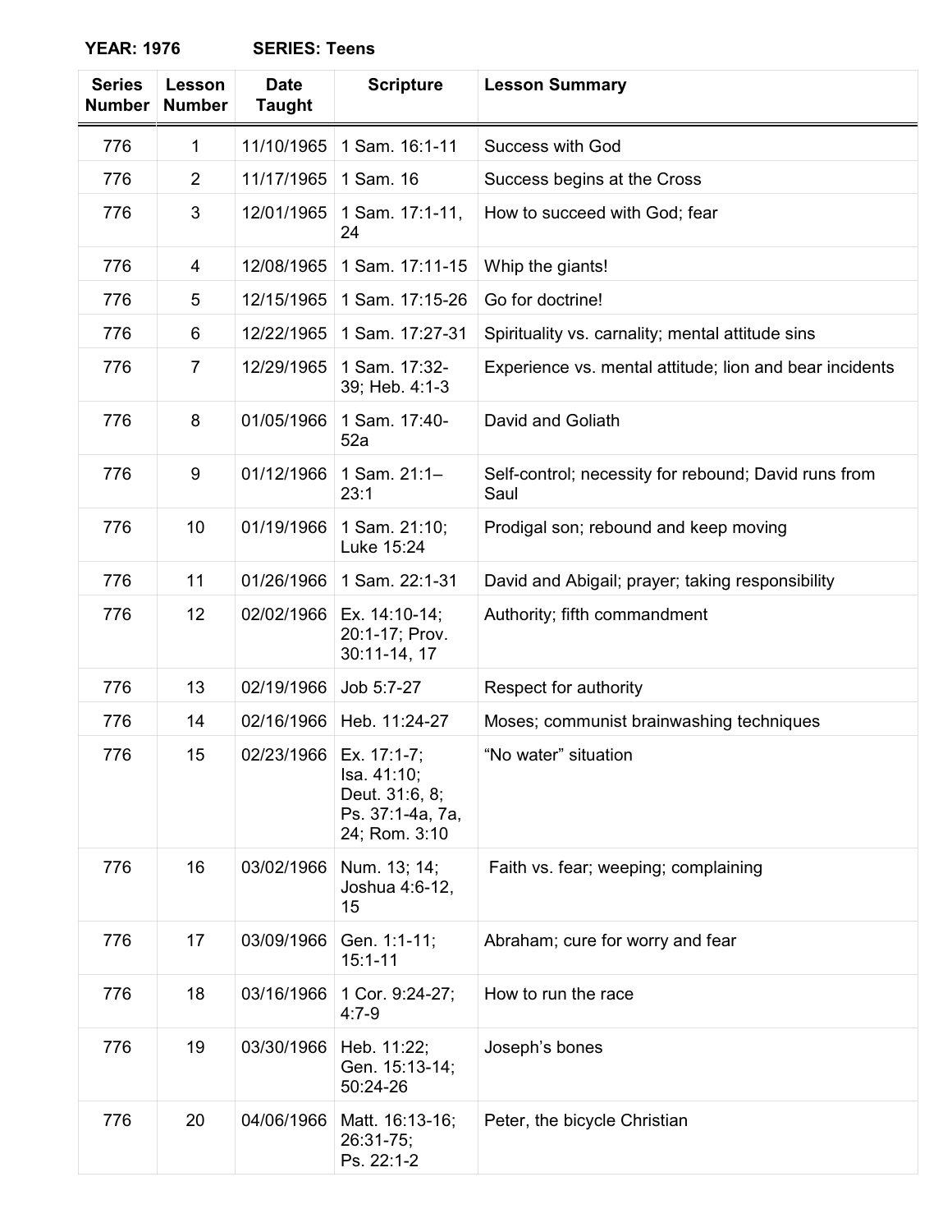**YEAR: 1976 SERIES: Teens**

| Series Number | Lesson Number | Date Taught | Scripture | Lesson Summary |
|---|---|---|---|---|
| 776 | 1 | 11/10/1965 | 1 Sam. 16:1-11 | Success with God |
| 776 | 2 | 11/17/1965 | 1 Sam. 16 | Success begins at the Cross |
| 776 | 3 | 12/01/1965 | 1 Sam. 17:1-11, 24 | How to succeed with God; fear |
| 776 | 4 | 12/08/1965 | 1 Sam. 17:11-15 | Whip the giants! |
| 776 | 5 | 12/15/1965 | 1 Sam. 17:15-26 | Go for doctrine! |
| 776 | 6 | 12/22/1965 | 1 Sam. 17:27-31 | Spirituality vs. carnality; mental attitude sins |
| 776 | 7 | 12/29/1965 | 1 Sam. 17:32-39; Heb. 4:1-3 | Experience vs. mental attitude; lion and bear incidents |
| 776 | 8 | 01/05/1966 | 1 Sam. 17:40-52a | David and Goliath |
| 776 | 9 | 01/12/1966 | 1 Sam. 21:1–23:1 | Self-control; necessity for rebound; David runs from Saul |
| 776 | 10 | 01/19/1966 | 1 Sam. 21:10; Luke 15:24 | Prodigal son; rebound and keep moving |
| 776 | 11 | 01/26/1966 | 1 Sam. 22:1-31 | David and Abigail; prayer; taking responsibility |
| 776 | 12 | 02/02/1966 | Ex. 14:10-14; 20:1-17; Prov. 30:11-14, 17 | Authority; fifth commandment |
| 776 | 13 | 02/19/1966 | Job 5:7-27 | Respect for authority |
| 776 | 14 | 02/16/1966 | Heb. 11:24-27 | Moses; communist brainwashing techniques |
| 776 | 15 | 02/23/1966 | Ex. 17:1-7; Isa. 41:10; Deut. 31:6, 8; Ps. 37:1-4a, 7a, 24; Rom. 3:10 | "No water" situation |
| 776 | 16 | 03/02/1966 | Num. 13; 14; Joshua 4:6-12, 15 | Faith vs. fear; weeping; complaining |
| 776 | 17 | 03/09/1966 | Gen. 1:1-11; 15:1-11 | Abraham; cure for worry and fear |
| 776 | 18 | 03/16/1966 | 1 Cor. 9:24-27; 4:7-9 | How to run the race |
| 776 | 19 | 03/30/1966 | Heb. 11:22; Gen. 15:13-14; 50:24-26 | Joseph's bones |
| 776 | 20 | 04/06/1966 | Matt. 16:13-16; 26:31-75; Ps. 22:1-2 | Peter, the bicycle Christian |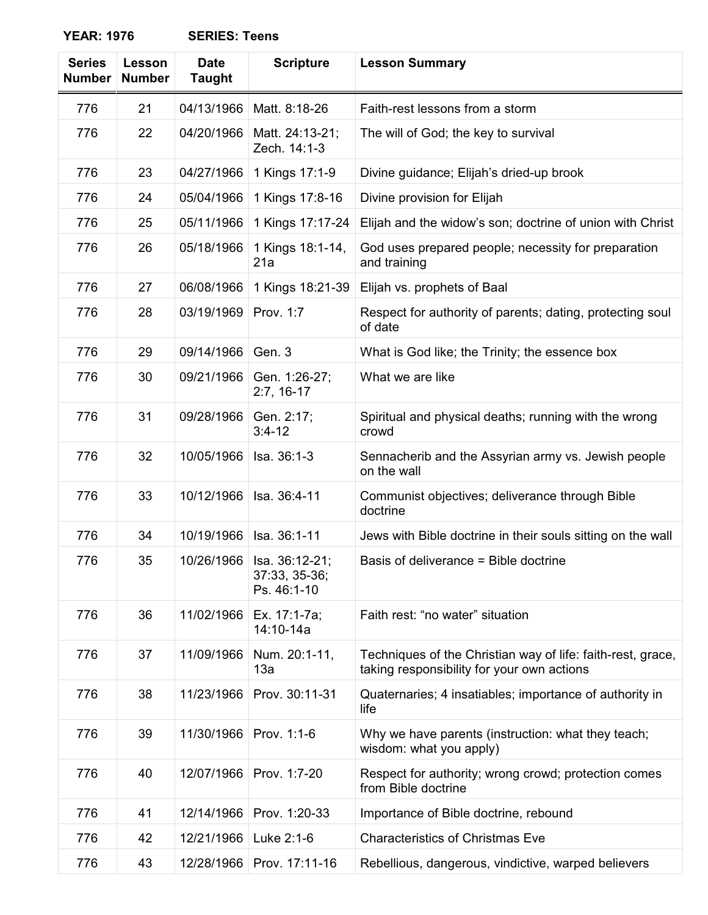**YEAR: 1976 SERIES: Teens**

| Series Number | Lesson Number | Date Taught | Scripture | Lesson Summary |
|---|---|---|---|---|
| 776 | 21 | 04/13/1966 | Matt. 8:18-26 | Faith-rest lessons from a storm |
| 776 | 22 | 04/20/1966 | Matt. 24:13-21; Zech. 14:1-3 | The will of God; the key to survival |
| 776 | 23 | 04/27/1966 | 1 Kings 17:1-9 | Divine guidance; Elijah's dried-up brook |
| 776 | 24 | 05/04/1966 | 1 Kings 17:8-16 | Divine provision for Elijah |
| 776 | 25 | 05/11/1966 | 1 Kings 17:17-24 | Elijah and the widow's son; doctrine of union with Christ |
| 776 | 26 | 05/18/1966 | 1 Kings 18:1-14, 21a | God uses prepared people; necessity for preparation and training |
| 776 | 27 | 06/08/1966 | 1 Kings 18:21-39 | Elijah vs. prophets of Baal |
| 776 | 28 | 03/19/1969 | Prov. 1:7 | Respect for authority of parents; dating, protecting soul of date |
| 776 | 29 | 09/14/1966 | Gen. 3 | What is God like; the Trinity; the essence box |
| 776 | 30 | 09/21/1966 | Gen. 1:26-27; 2:7, 16-17 | What we are like |
| 776 | 31 | 09/28/1966 | Gen. 2:17; 3:4-12 | Spiritual and physical deaths; running with the wrong crowd |
| 776 | 32 | 10/05/1966 | Isa. 36:1-3 | Sennacherib and the Assyrian army vs. Jewish people on the wall |
| 776 | 33 | 10/12/1966 | Isa. 36:4-11 | Communist objectives; deliverance through Bible doctrine |
| 776 | 34 | 10/19/1966 | Isa. 36:1-11 | Jews with Bible doctrine in their souls sitting on the wall |
| 776 | 35 | 10/26/1966 | Isa. 36:12-21; 37:33, 35-36; Ps. 46:1-10 | Basis of deliverance = Bible doctrine |
| 776 | 36 | 11/02/1966 | Ex. 17:1-7a; 14:10-14a | Faith rest: "no water" situation |
| 776 | 37 | 11/09/1966 | Num. 20:1-11, 13a | Techniques of the Christian way of life: faith-rest, grace, taking responsibility for your own actions |
| 776 | 38 | 11/23/1966 | Prov. 30:11-31 | Quaternaries; 4 insatiables; importance of authority in life |
| 776 | 39 | 11/30/1966 | Prov. 1:1-6 | Why we have parents (instruction: what they teach; wisdom: what you apply) |
| 776 | 40 | 12/07/1966 | Prov. 1:7-20 | Respect for authority; wrong crowd; protection comes from Bible doctrine |
| 776 | 41 | 12/14/1966 | Prov. 1:20-33 | Importance of Bible doctrine, rebound |
| 776 | 42 | 12/21/1966 | Luke 2:1-6 | Characteristics of Christmas Eve |
| 776 | 43 | 12/28/1966 | Prov. 17:11-16 | Rebellious, dangerous, vindictive, warped believers |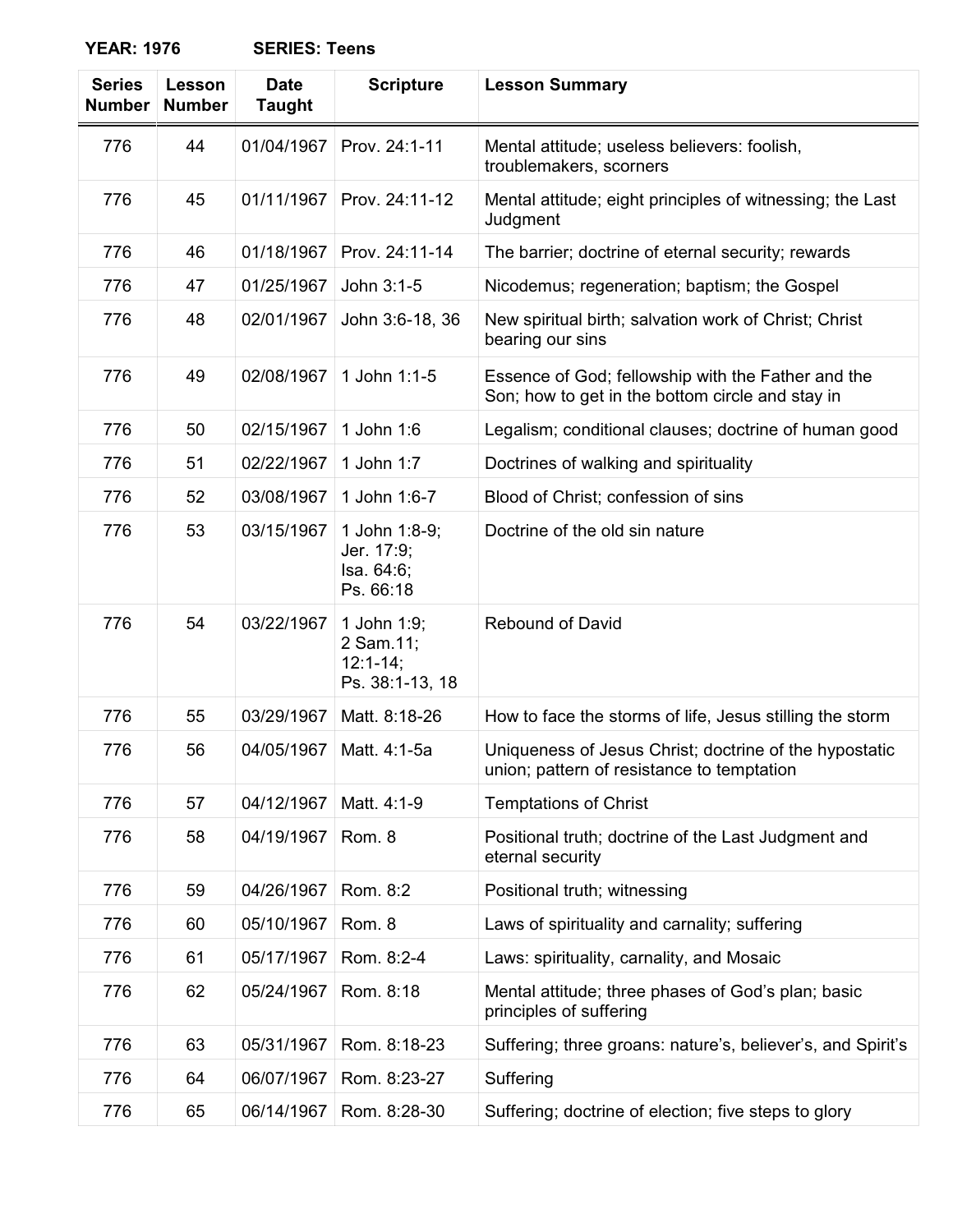**YEAR: 1976 SERIES: Teens**

| Series Number | Lesson Number | Date Taught | Scripture | Lesson Summary |
|---|---|---|---|---|
| 776 | 44 | 01/04/1967 | Prov. 24:1-11 | Mental attitude; useless believers: foolish, troublemakers, scorners |
| 776 | 45 | 01/11/1967 | Prov. 24:11-12 | Mental attitude; eight principles of witnessing; the Last Judgment |
| 776 | 46 | 01/18/1967 | Prov. 24:11-14 | The barrier; doctrine of eternal security; rewards |
| 776 | 47 | 01/25/1967 | John 3:1-5 | Nicodemus; regeneration; baptism; the Gospel |
| 776 | 48 | 02/01/1967 | John 3:6-18, 36 | New spiritual birth; salvation work of Christ; Christ bearing our sins |
| 776 | 49 | 02/08/1967 | 1 John 1:1-5 | Essence of God; fellowship with the Father and the Son; how to get in the bottom circle and stay in |
| 776 | 50 | 02/15/1967 | 1 John 1:6 | Legalism; conditional clauses; doctrine of human good |
| 776 | 51 | 02/22/1967 | 1 John 1:7 | Doctrines of walking and spirituality |
| 776 | 52 | 03/08/1967 | 1 John 1:6-7 | Blood of Christ; confession of sins |
| 776 | 53 | 03/15/1967 | 1 John 1:8-9; Jer. 17:9; Isa. 64:6; Ps. 66:18 | Doctrine of the old sin nature |
| 776 | 54 | 03/22/1967 | 1 John 1:9; 2 Sam.11; 12:1-14; Ps. 38:1-13, 18 | Rebound of David |
| 776 | 55 | 03/29/1967 | Matt. 8:18-26 | How to face the storms of life, Jesus stilling the storm |
| 776 | 56 | 04/05/1967 | Matt. 4:1-5a | Uniqueness of Jesus Christ; doctrine of the hypostatic union; pattern of resistance to temptation |
| 776 | 57 | 04/12/1967 | Matt. 4:1-9 | Temptations of Christ |
| 776 | 58 | 04/19/1967 | Rom. 8 | Positional truth; doctrine of the Last Judgment and eternal security |
| 776 | 59 | 04/26/1967 | Rom. 8:2 | Positional truth; witnessing |
| 776 | 60 | 05/10/1967 | Rom. 8 | Laws of spirituality and carnality; suffering |
| 776 | 61 | 05/17/1967 | Rom. 8:2-4 | Laws: spirituality, carnality, and Mosaic |
| 776 | 62 | 05/24/1967 | Rom. 8:18 | Mental attitude; three phases of God's plan; basic principles of suffering |
| 776 | 63 | 05/31/1967 | Rom. 8:18-23 | Suffering; three groans: nature's, believer's, and Spirit's |
| 776 | 64 | 06/07/1967 | Rom. 8:23-27 | Suffering |
| 776 | 65 | 06/14/1967 | Rom. 8:28-30 | Suffering; doctrine of election; five steps to glory |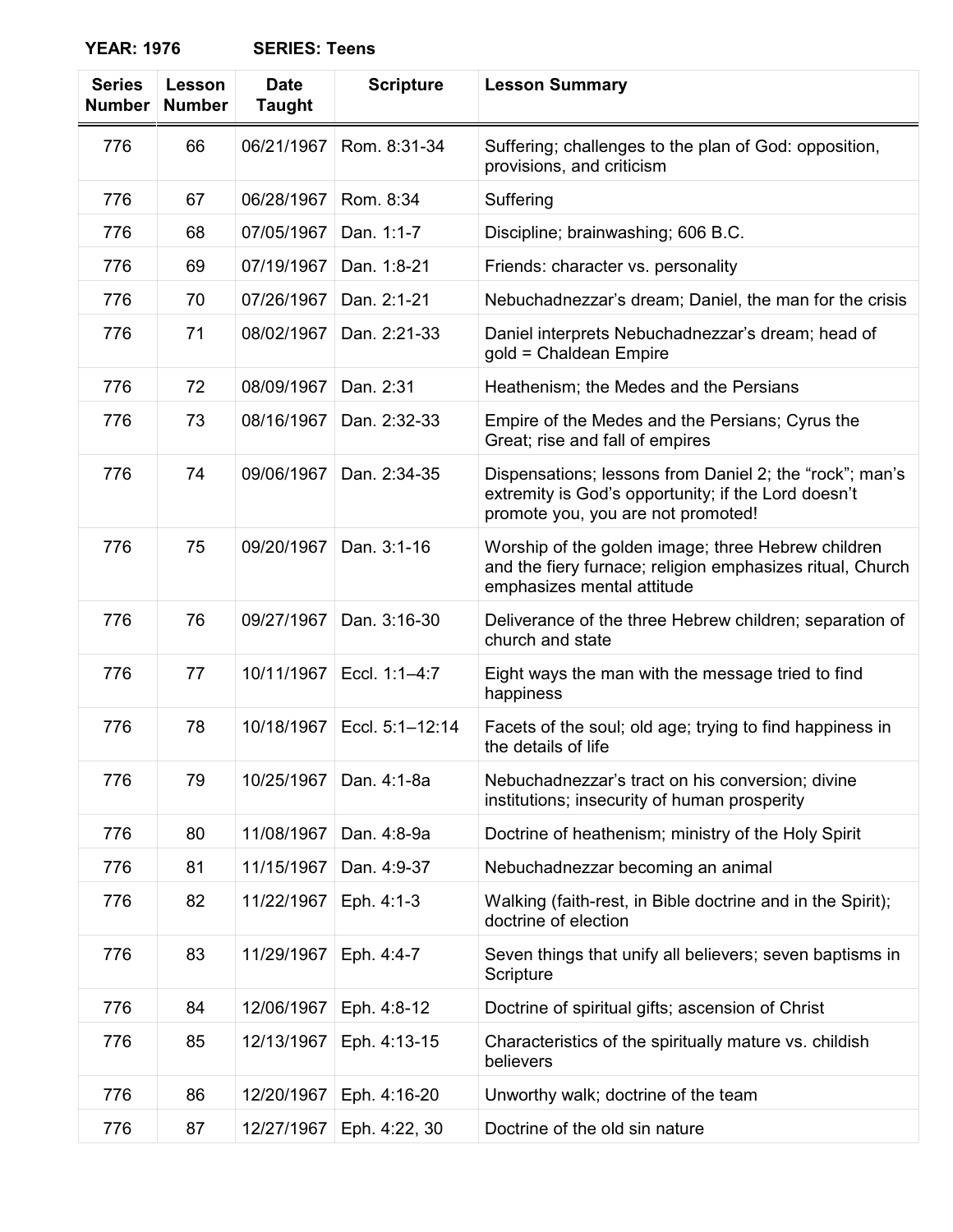**YEAR: 1976 SERIES: Teens**

| Series Number | Lesson Number | Date Taught | Scripture | Lesson Summary |
|---|---|---|---|---|
| 776 | 66 | 06/21/1967 | Rom. 8:31-34 | Suffering; challenges to the plan of God: opposition, provisions, and criticism |
| 776 | 67 | 06/28/1967 | Rom. 8:34 | Suffering |
| 776 | 68 | 07/05/1967 | Dan. 1:1-7 | Discipline; brainwashing; 606 B.C. |
| 776 | 69 | 07/19/1967 | Dan. 1:8-21 | Friends: character vs. personality |
| 776 | 70 | 07/26/1967 | Dan. 2:1-21 | Nebuchadnezzar's dream; Daniel, the man for the crisis |
| 776 | 71 | 08/02/1967 | Dan. 2:21-33 | Daniel interprets Nebuchadnezzar's dream; head of gold = Chaldean Empire |
| 776 | 72 | 08/09/1967 | Dan. 2:31 | Heathenism; the Medes and the Persians |
| 776 | 73 | 08/16/1967 | Dan. 2:32-33 | Empire of the Medes and the Persians; Cyrus the Great; rise and fall of empires |
| 776 | 74 | 09/06/1967 | Dan. 2:34-35 | Dispensations; lessons from Daniel 2; the "rock"; man's extremity is God's opportunity; if the Lord doesn't promote you, you are not promoted! |
| 776 | 75 | 09/20/1967 | Dan. 3:1-16 | Worship of the golden image; three Hebrew children and the fiery furnace; religion emphasizes ritual, Church emphasizes mental attitude |
| 776 | 76 | 09/27/1967 | Dan. 3:16-30 | Deliverance of the three Hebrew children; separation of church and state |
| 776 | 77 | 10/11/1967 | Eccl. 1:1–4:7 | Eight ways the man with the message tried to find happiness |
| 776 | 78 | 10/18/1967 | Eccl. 5:1–12:14 | Facets of the soul; old age; trying to find happiness in the details of life |
| 776 | 79 | 10/25/1967 | Dan. 4:1-8a | Nebuchadnezzar's tract on his conversion; divine institutions; insecurity of human prosperity |
| 776 | 80 | 11/08/1967 | Dan. 4:8-9a | Doctrine of heathenism; ministry of the Holy Spirit |
| 776 | 81 | 11/15/1967 | Dan. 4:9-37 | Nebuchadnezzar becoming an animal |
| 776 | 82 | 11/22/1967 | Eph. 4:1-3 | Walking (faith-rest, in Bible doctrine and in the Spirit); doctrine of election |
| 776 | 83 | 11/29/1967 | Eph. 4:4-7 | Seven things that unify all believers; seven baptisms in Scripture |
| 776 | 84 | 12/06/1967 | Eph. 4:8-12 | Doctrine of spiritual gifts; ascension of Christ |
| 776 | 85 | 12/13/1967 | Eph. 4:13-15 | Characteristics of the spiritually mature vs. childish believers |
| 776 | 86 | 12/20/1967 | Eph. 4:16-20 | Unworthy walk; doctrine of the team |
| 776 | 87 | 12/27/1967 | Eph. 4:22, 30 | Doctrine of the old sin nature |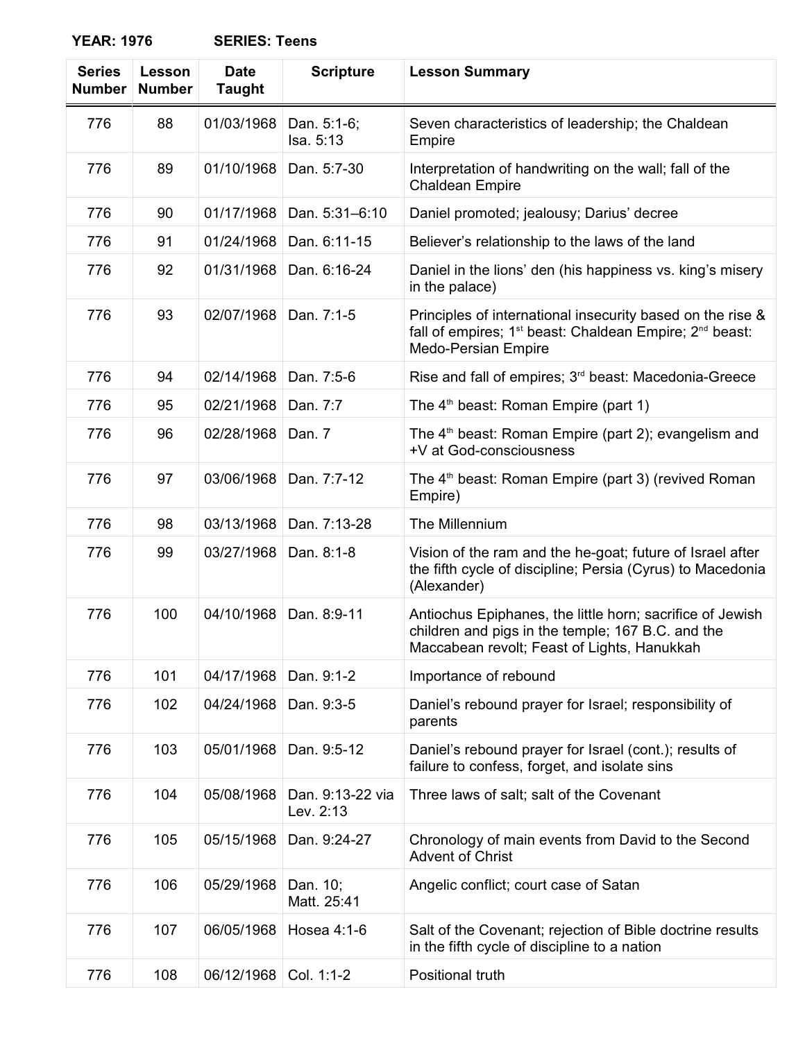**YEAR: 1976 SERIES: Teens**

| Series Number | Lesson Number | Date Taught | Scripture | Lesson Summary |
|---|---|---|---|---|
| 776 | 88 | 01/03/1968 | Dan. 5:1-6; Isa. 5:13 | Seven characteristics of leadership; the Chaldean Empire |
| 776 | 89 | 01/10/1968 | Dan. 5:7-30 | Interpretation of handwriting on the wall; fall of the Chaldean Empire |
| 776 | 90 | 01/17/1968 | Dan. 5:31–6:10 | Daniel promoted; jealousy; Darius' decree |
| 776 | 91 | 01/24/1968 | Dan. 6:11-15 | Believer's relationship to the laws of the land |
| 776 | 92 | 01/31/1968 | Dan. 6:16-24 | Daniel in the lions' den (his happiness vs. king's misery in the palace) |
| 776 | 93 | 02/07/1968 | Dan. 7:1-5 | Principles of international insecurity based on the rise & fall of empires; 1st beast: Chaldean Empire; 2nd beast: Medo-Persian Empire |
| 776 | 94 | 02/14/1968 | Dan. 7:5-6 | Rise and fall of empires; 3rd beast: Macedonia-Greece |
| 776 | 95 | 02/21/1968 | Dan. 7:7 | The 4th beast: Roman Empire (part 1) |
| 776 | 96 | 02/28/1968 | Dan. 7 | The 4th beast: Roman Empire (part 2); evangelism and +V at God-consciousness |
| 776 | 97 | 03/06/1968 | Dan. 7:7-12 | The 4th beast: Roman Empire (part 3) (revived Roman Empire) |
| 776 | 98 | 03/13/1968 | Dan. 7:13-28 | The Millennium |
| 776 | 99 | 03/27/1968 | Dan. 8:1-8 | Vision of the ram and the he-goat; future of Israel after the fifth cycle of discipline; Persia (Cyrus) to Macedonia (Alexander) |
| 776 | 100 | 04/10/1968 | Dan. 8:9-11 | Antiochus Epiphanes, the little horn; sacrifice of Jewish children and pigs in the temple; 167 B.C. and the Maccabean revolt; Feast of Lights, Hanukkah |
| 776 | 101 | 04/17/1968 | Dan. 9:1-2 | Importance of rebound |
| 776 | 102 | 04/24/1968 | Dan. 9:3-5 | Daniel's rebound prayer for Israel; responsibility of parents |
| 776 | 103 | 05/01/1968 | Dan. 9:5-12 | Daniel's rebound prayer for Israel (cont.); results of failure to confess, forget, and isolate sins |
| 776 | 104 | 05/08/1968 | Dan. 9:13-22 via Lev. 2:13 | Three laws of salt; salt of the Covenant |
| 776 | 105 | 05/15/1968 | Dan. 9:24-27 | Chronology of main events from David to the Second Advent of Christ |
| 776 | 106 | 05/29/1968 | Dan. 10; Matt. 25:41 | Angelic conflict; court case of Satan |
| 776 | 107 | 06/05/1968 | Hosea 4:1-6 | Salt of the Covenant; rejection of Bible doctrine results in the fifth cycle of discipline to a nation |
| 776 | 108 | 06/12/1968 | Col. 1:1-2 | Positional truth |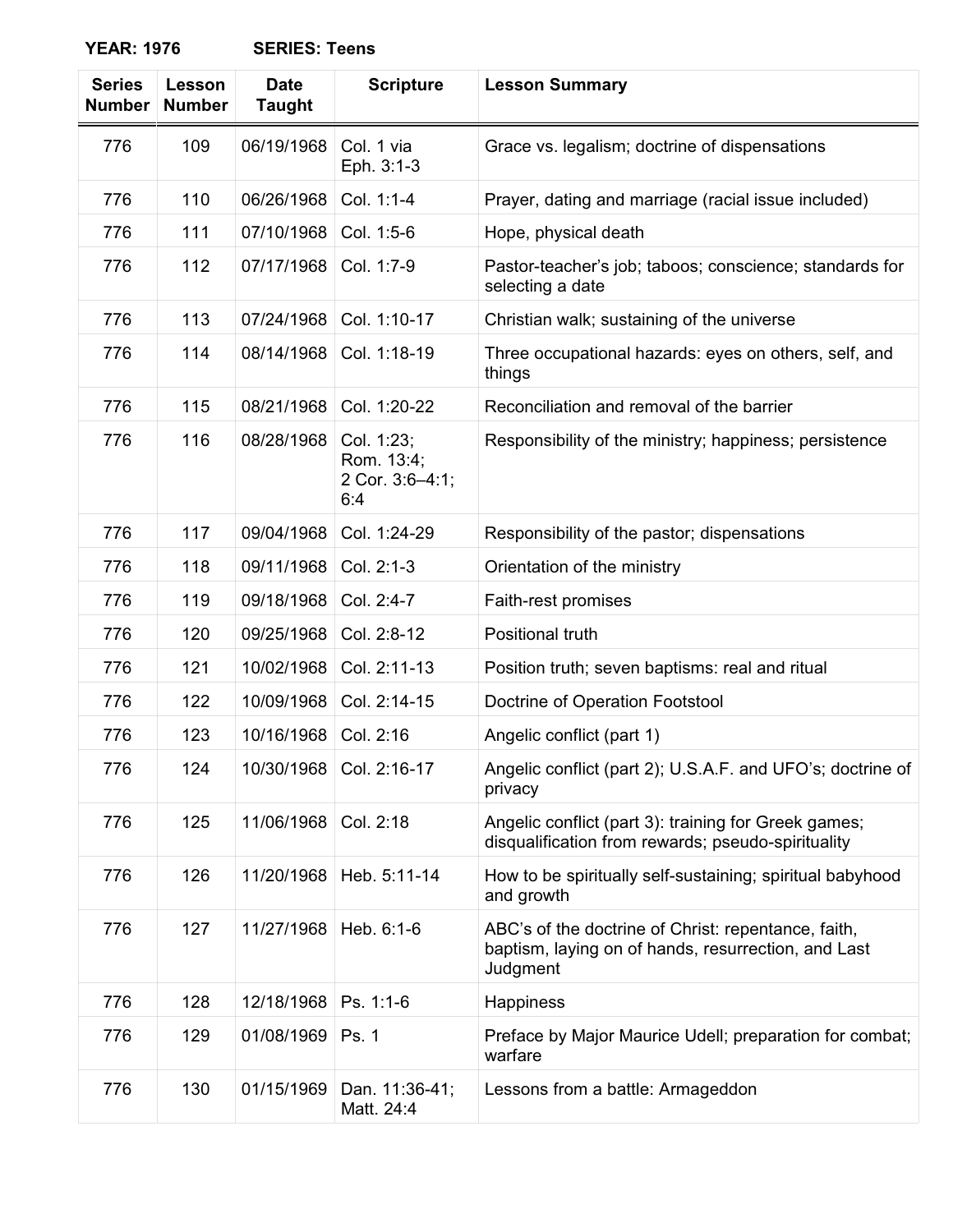**YEAR: 1976 SERIES: Teens**

| Series Number | Lesson Number | Date Taught | Scripture | Lesson Summary |
|---|---|---|---|---|
| 776 | 109 | 06/19/1968 | Col. 1 via Eph. 3:1-3 | Grace vs. legalism; doctrine of dispensations |
| 776 | 110 | 06/26/1968 | Col. 1:1-4 | Prayer, dating and marriage (racial issue included) |
| 776 | 111 | 07/10/1968 | Col. 1:5-6 | Hope, physical death |
| 776 | 112 | 07/17/1968 | Col. 1:7-9 | Pastor-teacher's job; taboos; conscience; standards for selecting a date |
| 776 | 113 | 07/24/1968 | Col. 1:10-17 | Christian walk; sustaining of the universe |
| 776 | 114 | 08/14/1968 | Col. 1:18-19 | Three occupational hazards: eyes on others, self, and things |
| 776 | 115 | 08/21/1968 | Col. 1:20-22 | Reconciliation and removal of the barrier |
| 776 | 116 | 08/28/1968 | Col. 1:23; Rom. 13:4; 2 Cor. 3:6–4:1; 6:4 | Responsibility of the ministry; happiness; persistence |
| 776 | 117 | 09/04/1968 | Col. 1:24-29 | Responsibility of the pastor; dispensations |
| 776 | 118 | 09/11/1968 | Col. 2:1-3 | Orientation of the ministry |
| 776 | 119 | 09/18/1968 | Col. 2:4-7 | Faith-rest promises |
| 776 | 120 | 09/25/1968 | Col. 2:8-12 | Positional truth |
| 776 | 121 | 10/02/1968 | Col. 2:11-13 | Position truth; seven baptisms: real and ritual |
| 776 | 122 | 10/09/1968 | Col. 2:14-15 | Doctrine of Operation Footstool |
| 776 | 123 | 10/16/1968 | Col. 2:16 | Angelic conflict (part 1) |
| 776 | 124 | 10/30/1968 | Col. 2:16-17 | Angelic conflict (part 2); U.S.A.F. and UFO's; doctrine of privacy |
| 776 | 125 | 11/06/1968 | Col. 2:18 | Angelic conflict (part 3): training for Greek games; disqualification from rewards; pseudo-spirituality |
| 776 | 126 | 11/20/1968 | Heb. 5:11-14 | How to be spiritually self-sustaining; spiritual babyhood and growth |
| 776 | 127 | 11/27/1968 | Heb. 6:1-6 | ABC's of the doctrine of Christ: repentance, faith, baptism, laying on of hands, resurrection, and Last Judgment |
| 776 | 128 | 12/18/1968 | Ps. 1:1-6 | Happiness |
| 776 | 129 | 01/08/1969 | Ps. 1 | Preface by Major Maurice Udell; preparation for combat; warfare |
| 776 | 130 | 01/15/1969 | Dan. 11:36-41; Matt. 24:4 | Lessons from a battle: Armageddon |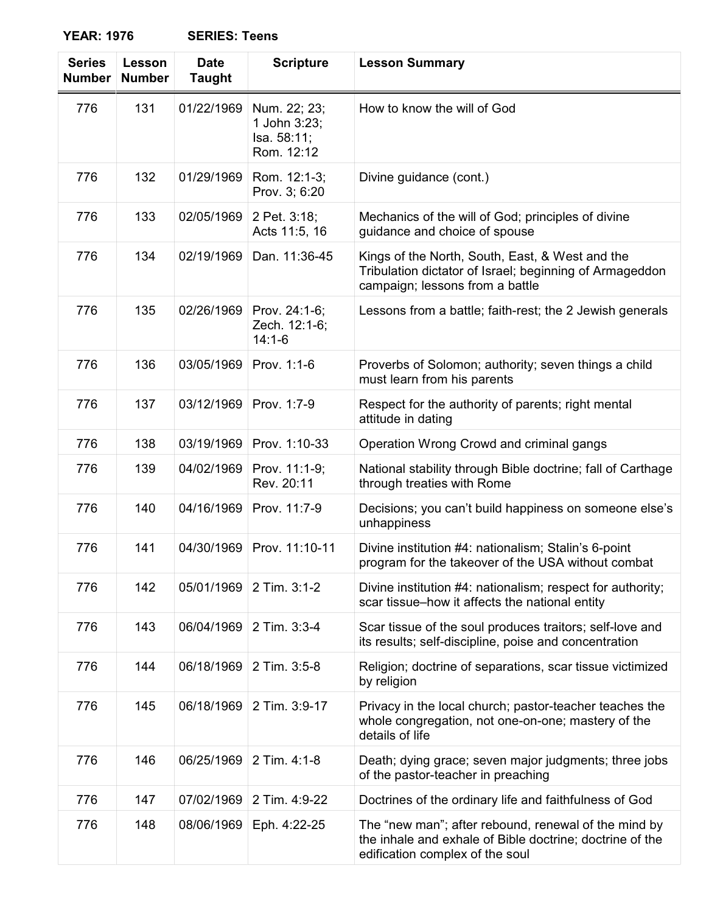**YEAR: 1976** **SERIES: Teens**

| Series Number | Lesson Number | Date Taught | Scripture | Lesson Summary |
|---|---|---|---|---|
| 776 | 131 | 01/22/1969 | Num. 22; 23; 1 John 3:23; Isa. 58:11; Rom. 12:12 | How to know the will of God |
| 776 | 132 | 01/29/1969 | Rom. 12:1-3; Prov. 3; 6:20 | Divine guidance (cont.) |
| 776 | 133 | 02/05/1969 | 2 Pet. 3:18; Acts 11:5, 16 | Mechanics of the will of God; principles of divine guidance and choice of spouse |
| 776 | 134 | 02/19/1969 | Dan. 11:36-45 | Kings of the North, South, East, & West and the Tribulation dictator of Israel; beginning of Armageddon campaign; lessons from a battle |
| 776 | 135 | 02/26/1969 | Prov. 24:1-6; Zech. 12:1-6; 14:1-6 | Lessons from a battle; faith-rest; the 2 Jewish generals |
| 776 | 136 | 03/05/1969 | Prov. 1:1-6 | Proverbs of Solomon; authority; seven things a child must learn from his parents |
| 776 | 137 | 03/12/1969 | Prov. 1:7-9 | Respect for the authority of parents; right mental attitude in dating |
| 776 | 138 | 03/19/1969 | Prov. 1:10-33 | Operation Wrong Crowd and criminal gangs |
| 776 | 139 | 04/02/1969 | Prov. 11:1-9; Rev. 20:11 | National stability through Bible doctrine; fall of Carthage through treaties with Rome |
| 776 | 140 | 04/16/1969 | Prov. 11:7-9 | Decisions; you can't build happiness on someone else's unhappiness |
| 776 | 141 | 04/30/1969 | Prov. 11:10-11 | Divine institution #4: nationalism; Stalin's 6-point program for the takeover of the USA without combat |
| 776 | 142 | 05/01/1969 | 2 Tim. 3:1-2 | Divine institution #4: nationalism; respect for authority; scar tissue–how it affects the national entity |
| 776 | 143 | 06/04/1969 | 2 Tim. 3:3-4 | Scar tissue of the soul produces traitors; self-love and its results; self-discipline, poise and concentration |
| 776 | 144 | 06/18/1969 | 2 Tim. 3:5-8 | Religion; doctrine of separations, scar tissue victimized by religion |
| 776 | 145 | 06/18/1969 | 2 Tim. 3:9-17 | Privacy in the local church; pastor-teacher teaches the whole congregation, not one-on-one; mastery of the details of life |
| 776 | 146 | 06/25/1969 | 2 Tim. 4:1-8 | Death; dying grace; seven major judgments; three jobs of the pastor-teacher in preaching |
| 776 | 147 | 07/02/1969 | 2 Tim. 4:9-22 | Doctrines of the ordinary life and faithfulness of God |
| 776 | 148 | 08/06/1969 | Eph. 4:22-25 | The "new man"; after rebound, renewal of the mind by the inhale and exhale of Bible doctrine; doctrine of the edification complex of the soul |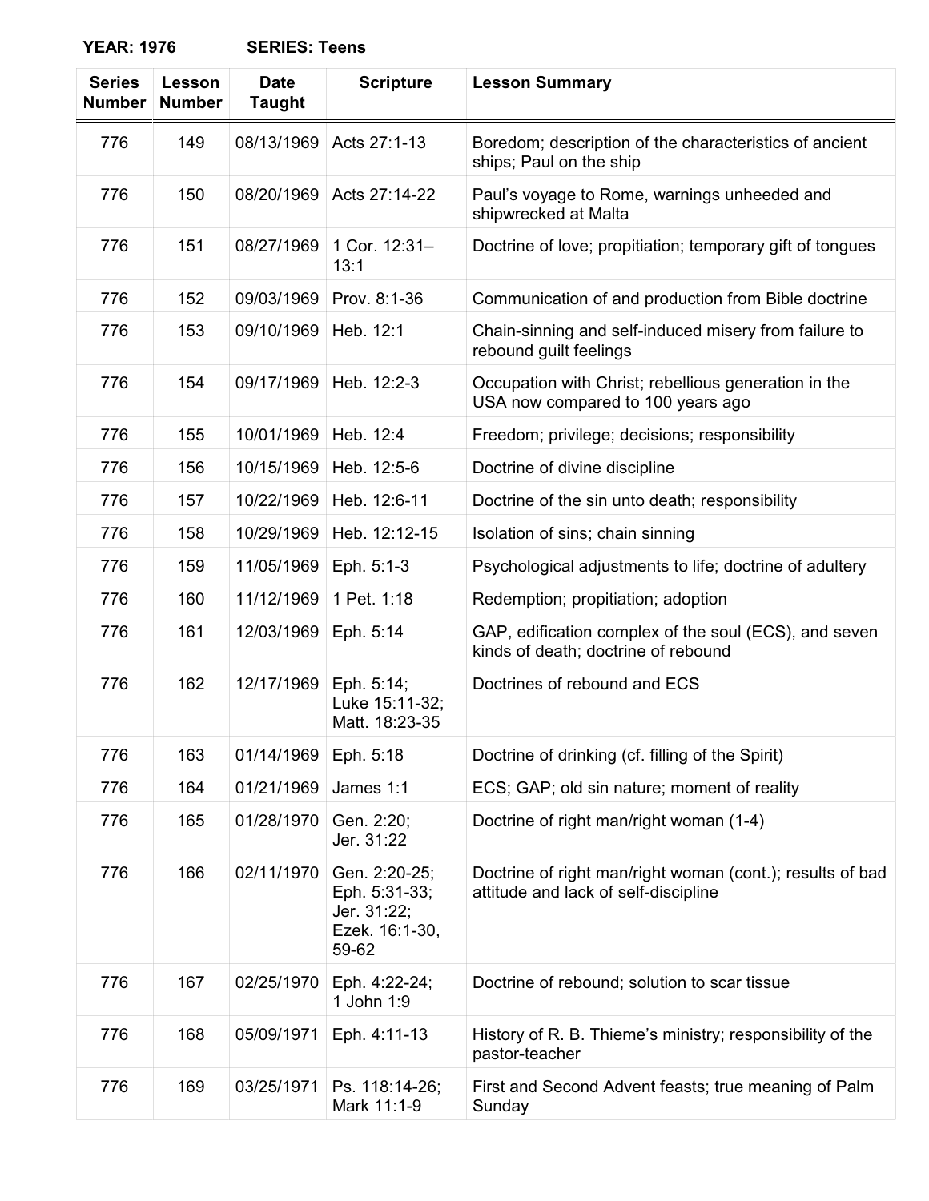**YEAR: 1976 SERIES: Teens**

| Series Number | Lesson Number | Date Taught | Scripture | Lesson Summary |
|---|---|---|---|---|
| 776 | 149 | 08/13/1969 | Acts 27:1-13 | Boredom; description of the characteristics of ancient ships; Paul on the ship |
| 776 | 150 | 08/20/1969 | Acts 27:14-22 | Paul’s voyage to Rome, warnings unheeded and shipwrecked at Malta |
| 776 | 151 | 08/27/1969 | 1 Cor. 12:31–13:1 | Doctrine of love; propitiation; temporary gift of tongues |
| 776 | 152 | 09/03/1969 | Prov. 8:1-36 | Communication of and production from Bible doctrine |
| 776 | 153 | 09/10/1969 | Heb. 12:1 | Chain-sinning and self-induced misery from failure to rebound guilt feelings |
| 776 | 154 | 09/17/1969 | Heb. 12:2-3 | Occupation with Christ; rebellious generation in the USA now compared to 100 years ago |
| 776 | 155 | 10/01/1969 | Heb. 12:4 | Freedom; privilege; decisions; responsibility |
| 776 | 156 | 10/15/1969 | Heb. 12:5-6 | Doctrine of divine discipline |
| 776 | 157 | 10/22/1969 | Heb. 12:6-11 | Doctrine of the sin unto death; responsibility |
| 776 | 158 | 10/29/1969 | Heb. 12:12-15 | Isolation of sins; chain sinning |
| 776 | 159 | 11/05/1969 | Eph. 5:1-3 | Psychological adjustments to life; doctrine of adultery |
| 776 | 160 | 11/12/1969 | 1 Pet. 1:18 | Redemption; propitiation; adoption |
| 776 | 161 | 12/03/1969 | Eph. 5:14 | GAP, edification complex of the soul (ECS), and seven kinds of death; doctrine of rebound |
| 776 | 162 | 12/17/1969 | Eph. 5:14; Luke 15:11-32; Matt. 18:23-35 | Doctrines of rebound and ECS |
| 776 | 163 | 01/14/1969 | Eph. 5:18 | Doctrine of drinking (cf. filling of the Spirit) |
| 776 | 164 | 01/21/1969 | James 1:1 | ECS; GAP; old sin nature; moment of reality |
| 776 | 165 | 01/28/1970 | Gen. 2:20; Jer. 31:22 | Doctrine of right man/right woman (1-4) |
| 776 | 166 | 02/11/1970 | Gen. 2:20-25; Eph. 5:31-33; Jer. 31:22; Ezek. 16:1-30, 59-62 | Doctrine of right man/right woman (cont.); results of bad attitude and lack of self-discipline |
| 776 | 167 | 02/25/1970 | Eph. 4:22-24; 1 John 1:9 | Doctrine of rebound; solution to scar tissue |
| 776 | 168 | 05/09/1971 | Eph. 4:11-13 | History of R. B. Thieme’s ministry; responsibility of the pastor-teacher |
| 776 | 169 | 03/25/1971 | Ps. 118:14-26; Mark 11:1-9 | First and Second Advent feasts; true meaning of Palm Sunday |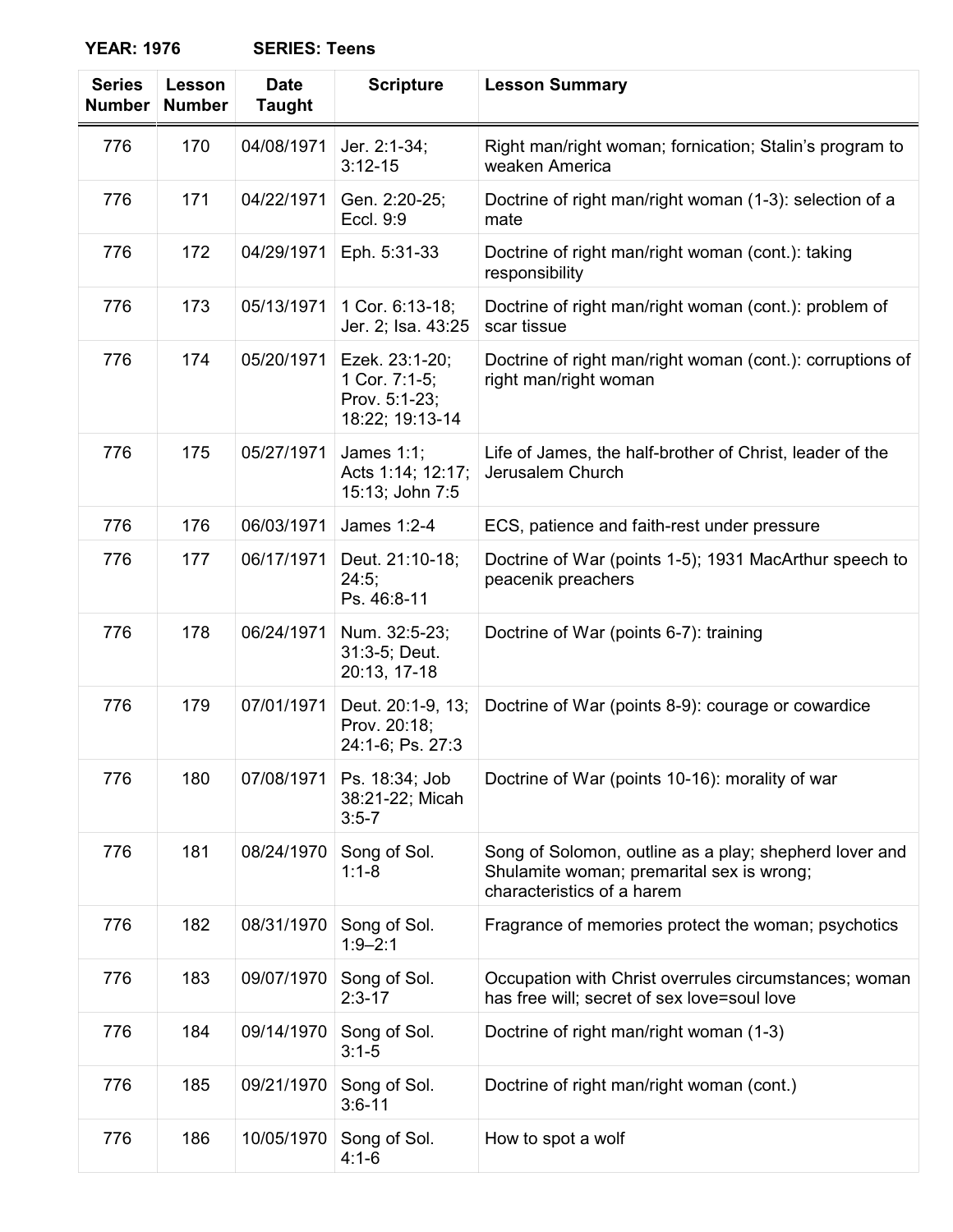**YEAR: 1976 SERIES: Teens**

| Series Number | Lesson Number | Date Taught | Scripture | Lesson Summary |
|---|---|---|---|---|
| 776 | 170 | 04/08/1971 | Jer. 2:1-34; 3:12-15 | Right man/right woman; fornication; Stalin's program to weaken America |
| 776 | 171 | 04/22/1971 | Gen. 2:20-25; Eccl. 9:9 | Doctrine of right man/right woman (1-3): selection of a mate |
| 776 | 172 | 04/29/1971 | Eph. 5:31-33 | Doctrine of right man/right woman (cont.): taking responsibility |
| 776 | 173 | 05/13/1971 | 1 Cor. 6:13-18; Jer. 2; Isa. 43:25 | Doctrine of right man/right woman (cont.): problem of scar tissue |
| 776 | 174 | 05/20/1971 | Ezek. 23:1-20; 1 Cor. 7:1-5; Prov. 5:1-23; 18:22; 19:13-14 | Doctrine of right man/right woman (cont.): corruptions of right man/right woman |
| 776 | 175 | 05/27/1971 | James 1:1; Acts 1:14; 12:17; 15:13; John 7:5 | Life of James, the half-brother of Christ, leader of the Jerusalem Church |
| 776 | 176 | 06/03/1971 | James 1:2-4 | ECS, patience and faith-rest under pressure |
| 776 | 177 | 06/17/1971 | Deut. 21:10-18; 24:5; Ps. 46:8-11 | Doctrine of War (points 1-5); 1931 MacArthur speech to peacenik preachers |
| 776 | 178 | 06/24/1971 | Num. 32:5-23; 31:3-5; Deut. 20:13, 17-18 | Doctrine of War (points 6-7): training |
| 776 | 179 | 07/01/1971 | Deut. 20:1-9, 13; Prov. 20:18; 24:1-6; Ps. 27:3 | Doctrine of War (points 8-9): courage or cowardice |
| 776 | 180 | 07/08/1971 | Ps. 18:34; Job 38:21-22; Micah 3:5-7 | Doctrine of War (points 10-16): morality of war |
| 776 | 181 | 08/24/1970 | Song of Sol. 1:1-8 | Song of Solomon, outline as a play; shepherd lover and Shulamite woman; premarital sex is wrong; characteristics of a harem |
| 776 | 182 | 08/31/1970 | Song of Sol. 1:9–2:1 | Fragrance of memories protect the woman; psychotics |
| 776 | 183 | 09/07/1970 | Song of Sol. 2:3-17 | Occupation with Christ overrules circumstances; woman has free will; secret of sex love=soul love |
| 776 | 184 | 09/14/1970 | Song of Sol. 3:1-5 | Doctrine of right man/right woman (1-3) |
| 776 | 185 | 09/21/1970 | Song of Sol. 3:6-11 | Doctrine of right man/right woman (cont.) |
| 776 | 186 | 10/05/1970 | Song of Sol. 4:1-6 | How to spot a wolf |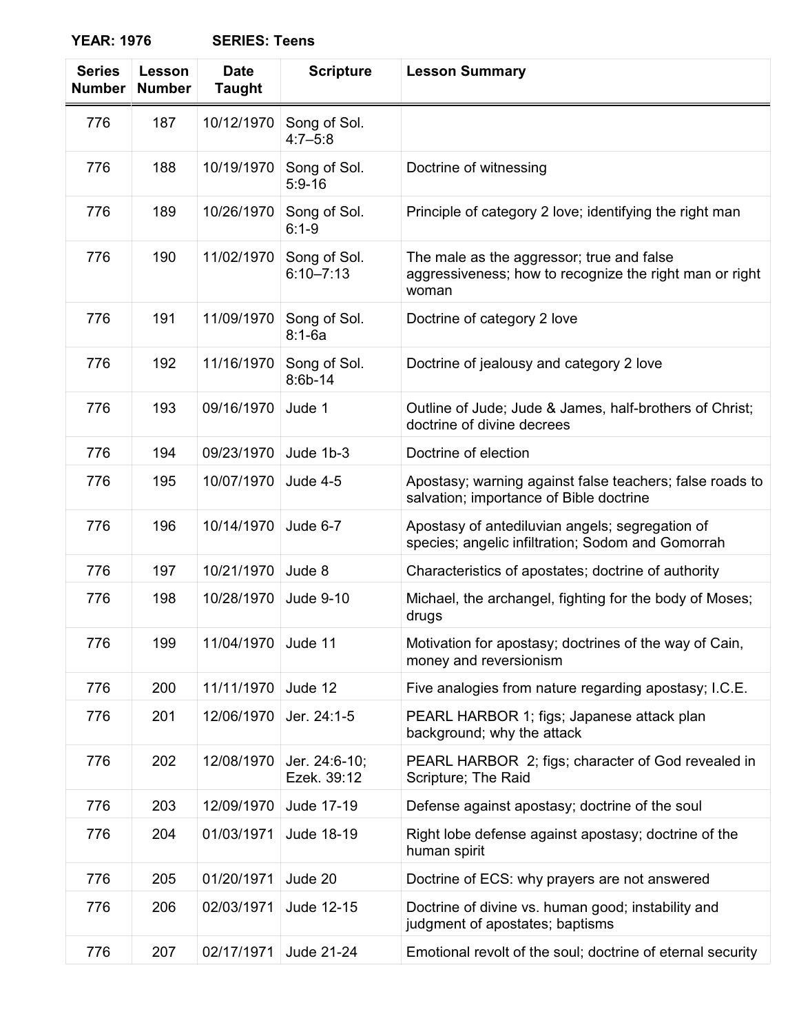**YEAR: 1976 SERIES: Teens**

| Series Number | Lesson Number | Date Taught | Scripture | Lesson Summary |
|---|---|---|---|---|
| 776 | 187 | 10/12/1970 | Song of Sol. 4:7–5:8 | |
| 776 | 188 | 10/19/1970 | Song of Sol. 5:9-16 | Doctrine of witnessing |
| 776 | 189 | 10/26/1970 | Song of Sol. 6:1-9 | Principle of category 2 love; identifying the right man |
| 776 | 190 | 11/02/1970 | Song of Sol. 6:10–7:13 | The male as the aggressor; true and false aggressiveness; how to recognize the right man or right woman |
| 776 | 191 | 11/09/1970 | Song of Sol. 8:1-6a | Doctrine of category 2 love |
| 776 | 192 | 11/16/1970 | Song of Sol. 8:6b-14 | Doctrine of jealousy and category 2 love |
| 776 | 193 | 09/16/1970 | Jude 1 | Outline of Jude; Jude & James, half-brothers of Christ; doctrine of divine decrees |
| 776 | 194 | 09/23/1970 | Jude 1b-3 | Doctrine of election |
| 776 | 195 | 10/07/1970 | Jude 4-5 | Apostasy; warning against false teachers; false roads to salvation; importance of Bible doctrine |
| 776 | 196 | 10/14/1970 | Jude 6-7 | Apostasy of antediluvian angels; segregation of species; angelic infiltration; Sodom and Gomorrah |
| 776 | 197 | 10/21/1970 | Jude 8 | Characteristics of apostates; doctrine of authority |
| 776 | 198 | 10/28/1970 | Jude 9-10 | Michael, the archangel, fighting for the body of Moses; drugs |
| 776 | 199 | 11/04/1970 | Jude 11 | Motivation for apostasy; doctrines of the way of Cain, money and reversionism |
| 776 | 200 | 11/11/1970 | Jude 12 | Five analogies from nature regarding apostasy; I.C.E. |
| 776 | 201 | 12/06/1970 | Jer. 24:1-5 | PEARL HARBOR 1; figs; Japanese attack plan background; why the attack |
| 776 | 202 | 12/08/1970 | Jer. 24:6-10; Ezek. 39:12 | PEARL HARBOR 2; figs; character of God revealed in Scripture; The Raid |
| 776 | 203 | 12/09/1970 | Jude 17-19 | Defense against apostasy; doctrine of the soul |
| 776 | 204 | 01/03/1971 | Jude 18-19 | Right lobe defense against apostasy; doctrine of the human spirit |
| 776 | 205 | 01/20/1971 | Jude 20 | Doctrine of ECS: why prayers are not answered |
| 776 | 206 | 02/03/1971 | Jude 12-15 | Doctrine of divine vs. human good; instability and judgment of apostates; baptisms |
| 776 | 207 | 02/17/1971 | Jude 21-24 | Emotional revolt of the soul; doctrine of eternal security |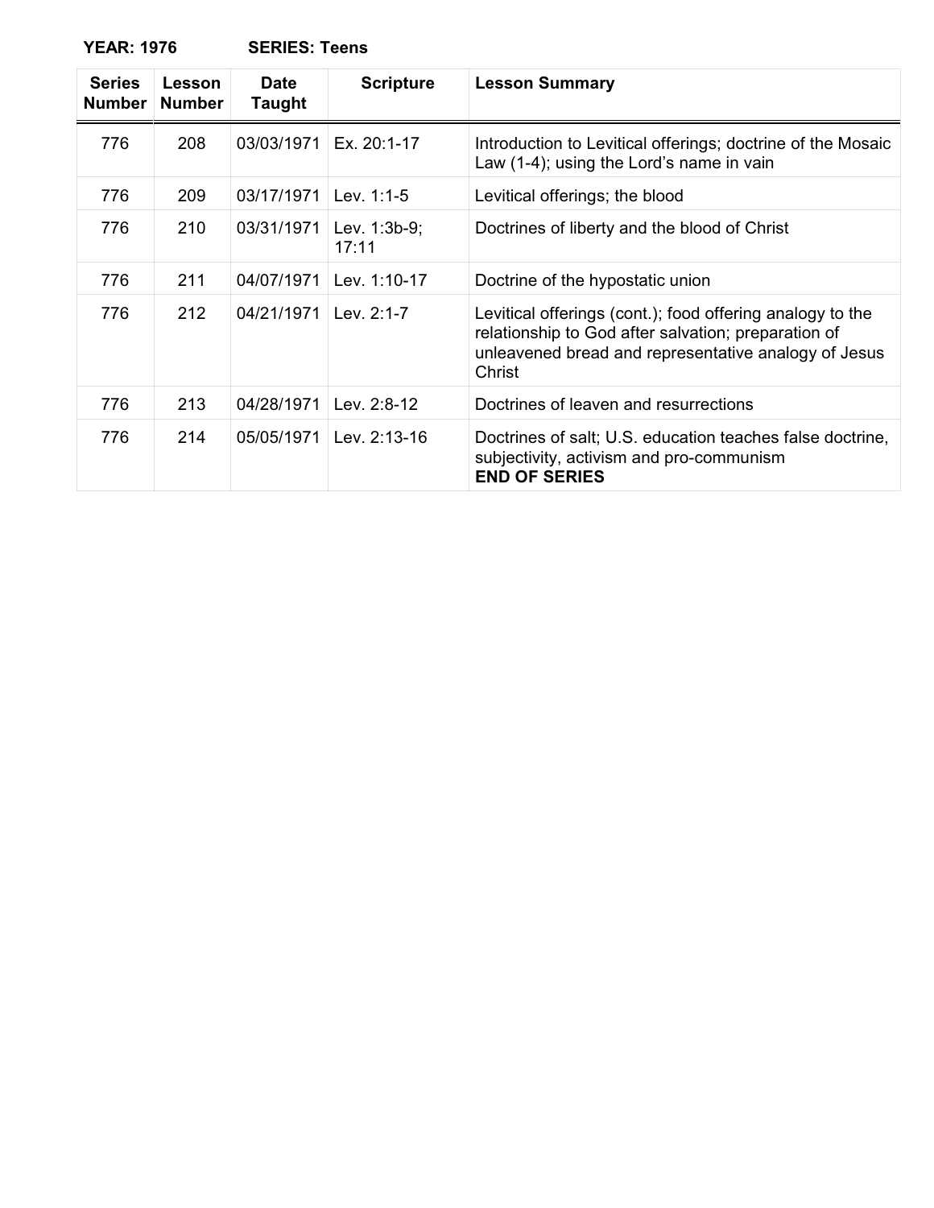**YEAR: 1976 SERIES: Teens**

| Series Number | Lesson Number | Date Taught | Scripture | Lesson Summary |
|---|---|---|---|---|
| 776 | 208 | 03/03/1971 | Ex. 20:1-17 | Introduction to Levitical offerings; doctrine of the Mosaic Law (1-4); using the Lord's name in vain |
| 776 | 209 | 03/17/1971 | Lev. 1:1-5 | Levitical offerings; the blood |
| 776 | 210 | 03/31/1971 | Lev. 1:3b-9; 17:11 | Doctrines of liberty and the blood of Christ |
| 776 | 211 | 04/07/1971 | Lev. 1:10-17 | Doctrine of the hypostatic union |
| 776 | 212 | 04/21/1971 | Lev. 2:1-7 | Levitical offerings (cont.); food offering analogy to the relationship to God after salvation; preparation of unleavened bread and representative analogy of Jesus Christ |
| 776 | 213 | 04/28/1971 | Lev. 2:8-12 | Doctrines of leaven and resurrections |
| 776 | 214 | 05/05/1971 | Lev. 2:13-16 | Doctrines of salt; U.S. education teaches false doctrine, subjectivity, activism and pro-communism **END OF SERIES** |